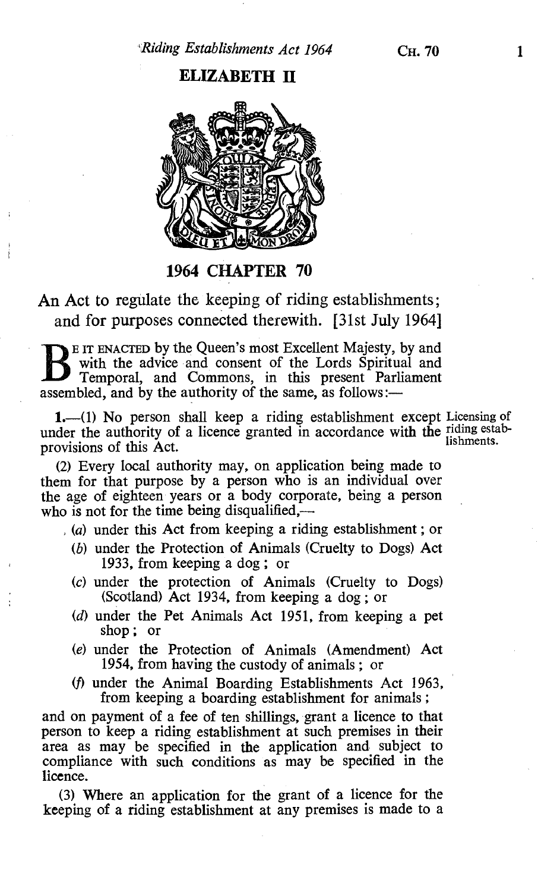# ELIZABETH II

## 1964 CHAPTER 70

An Act to regulate the keeping of riding establishments; and for purposes connected therewith. [31st July 1964]

BE IT ENACTED by the Queen's most Excellent Majesty, by and with the advice and consent of the Lords Spiritual and Temporal, and Commons, in this present Parliament assembled, and by the authority of the same, as follows:—

**1.**—(1) No person shall keep a riding establishment except under the authority of a licence granted in accordance with the provisions of this Act.

Licensing of riding establishments.

(2) Every local authority may, on application being made to them for that purpose by a person who is an individual over the age of eighteen years or a body corporate, being a person who is not for the time being disqualified,—

- (*a*) under this Act from keeping a riding establishment; or
- (*b*) under the Protection of Animals (Cruelty to Dogs) Act 1933, from keeping a dog; or
- (*c*) under the protection of Animals (Cruelty to Dogs) (Scotland) Act 1934, from keeping a dog; or
- (*d*) under the Pet Animals Act 1951, from keeping a pet shop; or
- (*e*) under the Protection of Animals (Amendment) Act 1954, from having the custody of animals; or
- (*f*) under the Animal Boarding Establishments Act 1963, from keeping a boarding establishment for animals;

and on payment of a fee of ten shillings, grant a licence to that person to keep a riding establishment at such premises in their area as may be specified in the application and subject to compliance with such conditions as may be specified in the licence.

(3) Where an application for the grant of a licence for the keeping of a riding establishment at any premises is made to a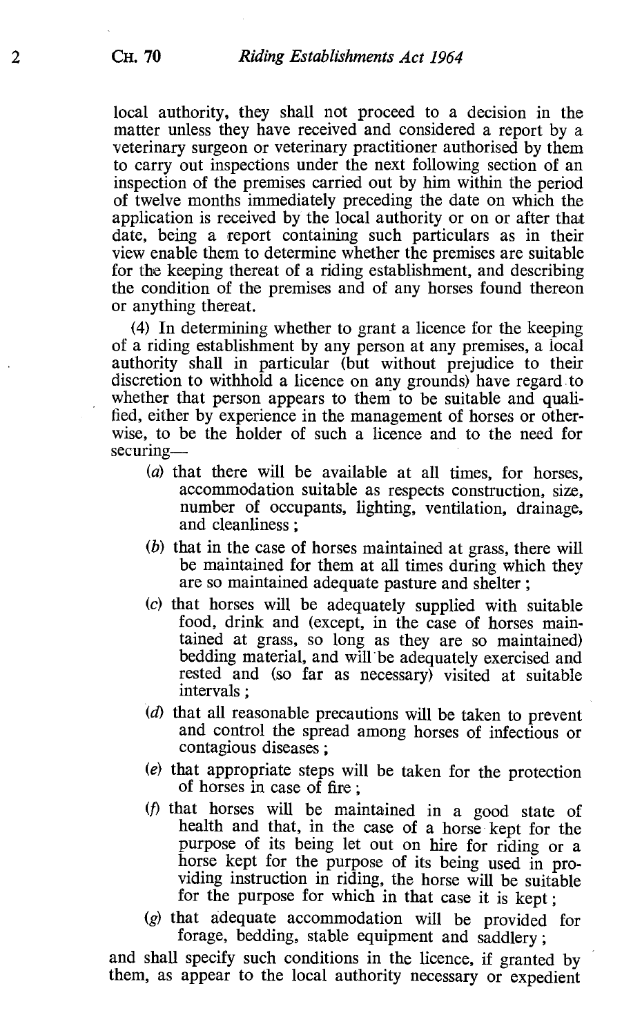local authority, they shall not proceed to a decision in the matter unless they have received and considered a report by a veterinary surgeon or veterinary practitioner authorised by them to carry out inspections under the next following section of an inspection of the premises carried out by him within the period of twelve months immediately preceding the date on which the application is received by the local authority or on or after that date, being a report containing such particulars as in their view enable them to determine whether the premises are suitable for the keeping thereat of a riding establishment, and describing the condition of the premises and of any horses found thereon or anything thereat.

(4) In determining whether to grant a licence for the keeping of a riding establishment by any person at any premises, a local authority shall in particular (but without prejudice to their discretion to withhold a licence on any grounds) have regard to whether that person appears to them to be suitable and qualified, either by experience in the management of horses or otherwise, to be the holder of such a licence and to the need for securing—

- (*a*) that there will be available at all times, for horses, accommodation suitable as respects construction, size, number of occupants, lighting, ventilation, drainage, and cleanliness;
- (*b*) that in the case of horses maintained at grass, there will be maintained for them at all times during which they are so maintained adequate pasture and shelter;
- (*c*) that horses will be adequately supplied with suitable food, drink and (except, in the case of horses maintained at grass, so long as they are so maintained) bedding material, and will be adequately exercised and rested and (so far as necessary) visited at suitable intervals;
- (*d*) that all reasonable precautions will be taken to prevent and control the spread among horses of infectious or contagious diseases;
- (*e*) that appropriate steps will be taken for the protection of horses in case of fire;
- (*f*) that horses will be maintained in a good state of health and that, in the case of a horse kept for the purpose of its being let out on hire for riding or a horse kept for the purpose of its being used in providing instruction in riding, the horse will be suitable for the purpose for which in that case it is kept;
- (*g*) that adequate accommodation will be provided for forage, bedding, stable equipment and saddlery;

and shall specify such conditions in the licence, if granted by them, as appear to the local authority necessary or expedient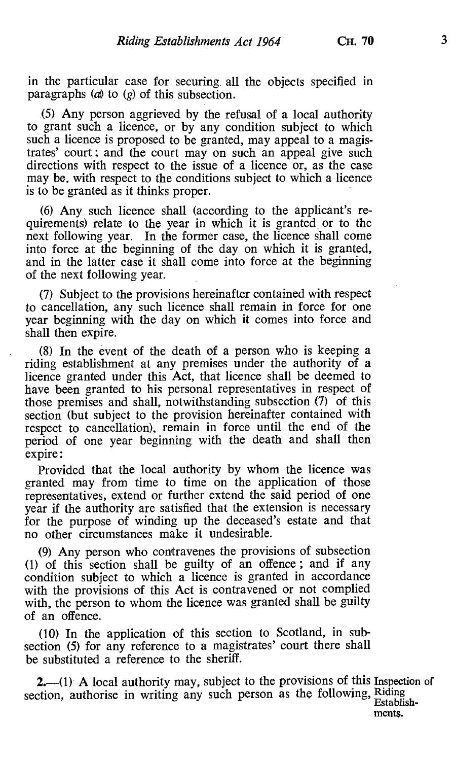in the particular case for securing all the objects specified in paragraphs (*a*) to (*g*) of this subsection.

(5) Any person aggrieved by the refusal of a local authority to grant such a licence, or by any condition subject to which such a licence is proposed to be granted, may appeal to a magistrates' court; and the court may on such an appeal give such directions with respect to the issue of a licence or, as the case may be, with respect to the conditions subject to which a licence is to be granted as it thinks proper.

(6) Any such licence shall (according to the applicant's requirements) relate to the year in which it is granted or to the next following year. In the former case, the licence shall come into force at the beginning of the day on which it is granted, and in the latter case it shall come into force at the beginning of the next following year.

(7) Subject to the provisions hereinafter contained with respect to cancellation, any such licence shall remain in force for one year beginning with the day on which it comes into force and shall then expire.

(8) In the event of the death of a person who is keeping a riding establishment at any premises under the authority of a licence granted under this Act, that licence shall be deemed to have been granted to his personal representatives in respect of those premises and shall, notwithstanding subsection (7) of this section (but subject to the provision hereinafter contained with respect to cancellation), remain in force until the end of the period of one year beginning with the death and shall then expire:

Provided that the local authority by whom the licence was granted may from time to time on the application of those representatives, extend or further extend the said period of one year if the authority are satisfied that the extension is necessary for the purpose of winding up the deceased's estate and that no other circumstances make it undesirable.

(9) Any person who contravenes the provisions of subsection (1) of this section shall be guilty of an offence; and if any condition subject to which a licence is granted in accordance with the provisions of this Act is contravened or not complied with, the person to whom the licence was granted shall be guilty of an offence.

(10) In the application of this section to Scotland, in subsection (5) for any reference to a magistrates' court there shall be substituted a reference to the sheriff.

**Inspection of Riding Establishments.**

**2.**—(1) A local authority may, subject to the provisions of this section, authorise in writing any such person as the following,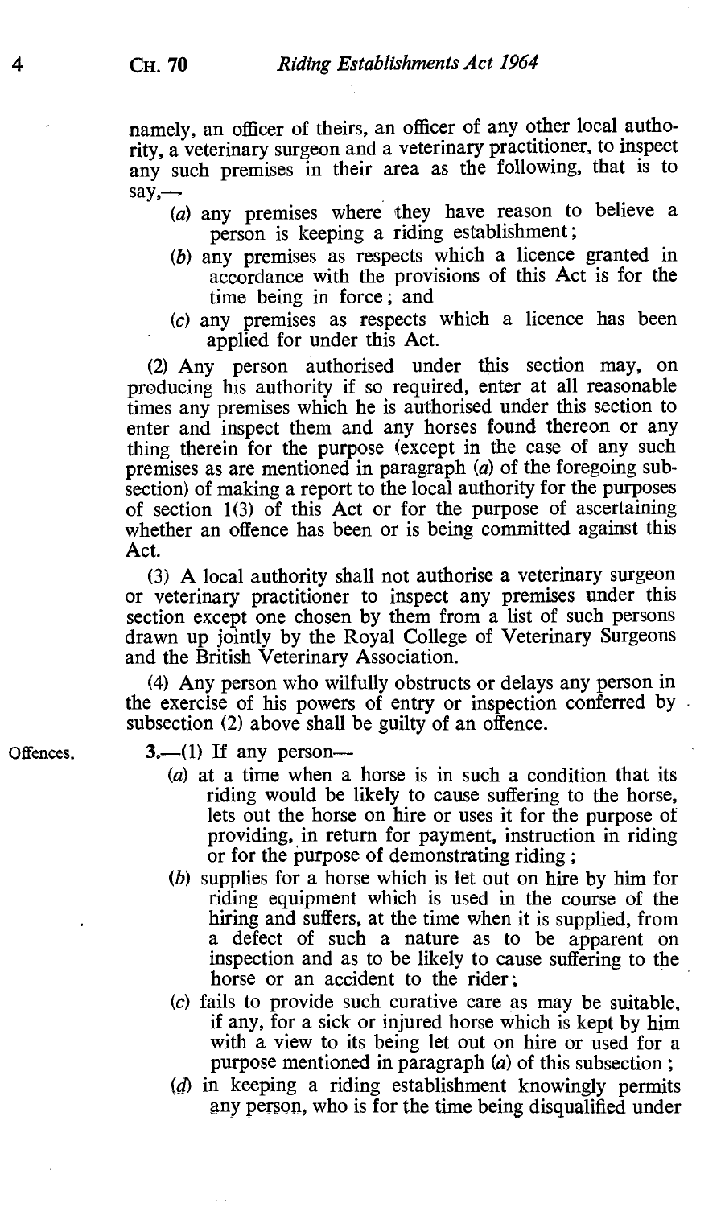namely, an officer of theirs, an officer of any other local authority, a veterinary surgeon and a veterinary practitioner, to inspect any such premises in their area as the following, that is to say,—

- (a) any premises where they have reason to believe a person is keeping a riding establishment;
- (b) any premises as respects which a licence granted in accordance with the provisions of this Act is for the time being in force; and
- (c) any premises as respects which a licence has been applied for under this Act.

(2) Any person authorised under this section may, on producing his authority if so required, enter at all reasonable times any premises which he is authorised under this section to enter and inspect them and any horses found thereon or any thing therein for the purpose (except in the case of any such premises as are mentioned in paragraph (a) of the foregoing subsection) of making a report to the local authority for the purposes of section 1(3) of this Act or for the purpose of ascertaining whether an offence has been or is being committed against this Act.

(3) A local authority shall not authorise a veterinary surgeon or veterinary practitioner to inspect any premises under this section except one chosen by them from a list of such persons drawn up jointly by the Royal College of Veterinary Surgeons and the British Veterinary Association.

(4) Any person who wilfully obstructs or delays any person in the exercise of his powers of entry or inspection conferred by subsection (2) above shall be guilty of an offence.

Offences.

3.—(1) If any person—

- (a) at a time when a horse is in such a condition that its riding would be likely to cause suffering to the horse, lets out the horse on hire or uses it for the purpose of providing, in return for payment, instruction in riding or for the purpose of demonstrating riding;
- (b) supplies for a horse which is let out on hire by him for riding equipment which is used in the course of the hiring and suffers, at the time when it is supplied, from a defect of such a nature as to be apparent on inspection and as to be likely to cause suffering to the horse or an accident to the rider;
- (c) fails to provide such curative care as may be suitable, if any, for a sick or injured horse which is kept by him with a view to its being let out on hire or used for a purpose mentioned in paragraph (a) of this subsection;
- (d) in keeping a riding establishment knowingly permits any person, who is for the time being disqualified under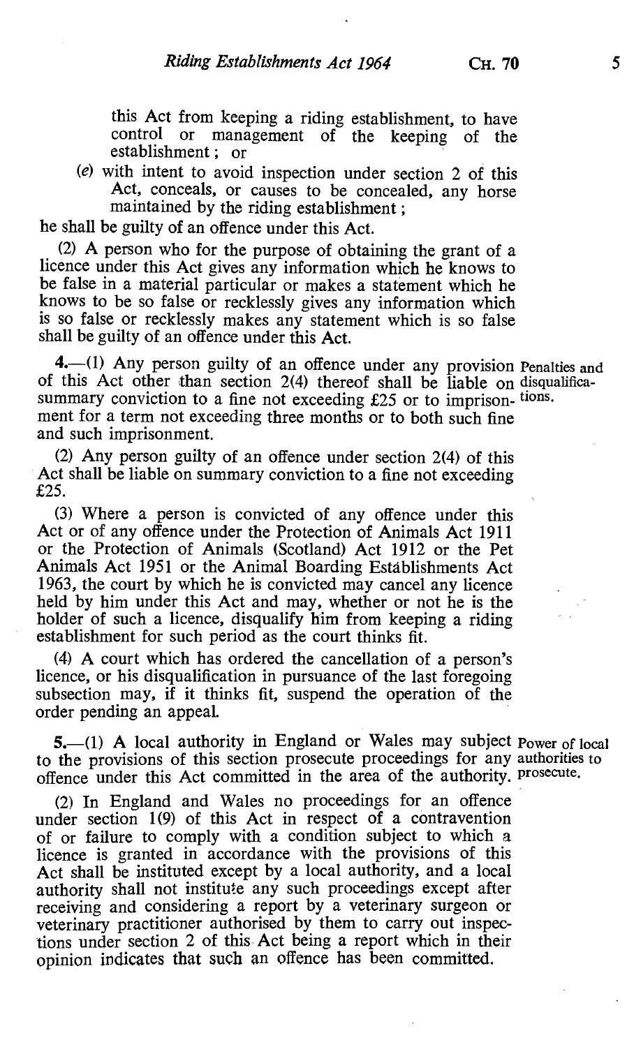this Act from keeping a riding establishment, to have control or management of the keeping of the establishment; or

(e) with intent to avoid inspection under section 2 of this Act, conceals, or causes to be concealed, any horse maintained by the riding establishment;

he shall be guilty of an offence under this Act.

(2) A person who for the purpose of obtaining the grant of a licence under this Act gives any information which he knows to be false in a material particular or makes a statement which he knows to be so false or recklessly gives any information which is so false or recklessly makes any statement which is so false shall be guilty of an offence under this Act.

Penalties and disqualifications.

**4.**—(1) Any person guilty of an offence under any provision of this Act other than section 2(4) thereof shall be liable on summary conviction to a fine not exceeding £25 or to imprisonment for a term not exceeding three months or to both such fine and such imprisonment.

(2) Any person guilty of an offence under section 2(4) of this Act shall be liable on summary conviction to a fine not exceeding £25.

(3) Where a person is convicted of any offence under this Act or of any offence under the Protection of Animals Act 1911 or the Protection of Animals (Scotland) Act 1912 or the Pet Animals Act 1951 or the Animal Boarding Establishments Act 1963, the court by which he is convicted may cancel any licence held by him under this Act and may, whether or not he is the holder of such a licence, disqualify him from keeping a riding establishment for such period as the court thinks fit.

(4) A court which has ordered the cancellation of a person's licence, or his disqualification in pursuance of the last foregoing subsection may, if it thinks fit, suspend the operation of the order pending an appeal.

Power of local authorities to prosecute.

**5.**—(1) A local authority in England or Wales may subject to the provisions of this section prosecute proceedings for any offence under this Act committed in the area of the authority.

(2) In England and Wales no proceedings for an offence under section 1(9) of this Act in respect of a contravention of or failure to comply with a condition subject to which a licence is granted in accordance with the provisions of this Act shall be instituted except by a local authority, and a local authority shall not institute any such proceedings except after receiving and considering a report by a veterinary surgeon or veterinary practitioner authorised by them to carry out inspections under section 2 of this Act being a report which in their opinion indicates that such an offence has been committed.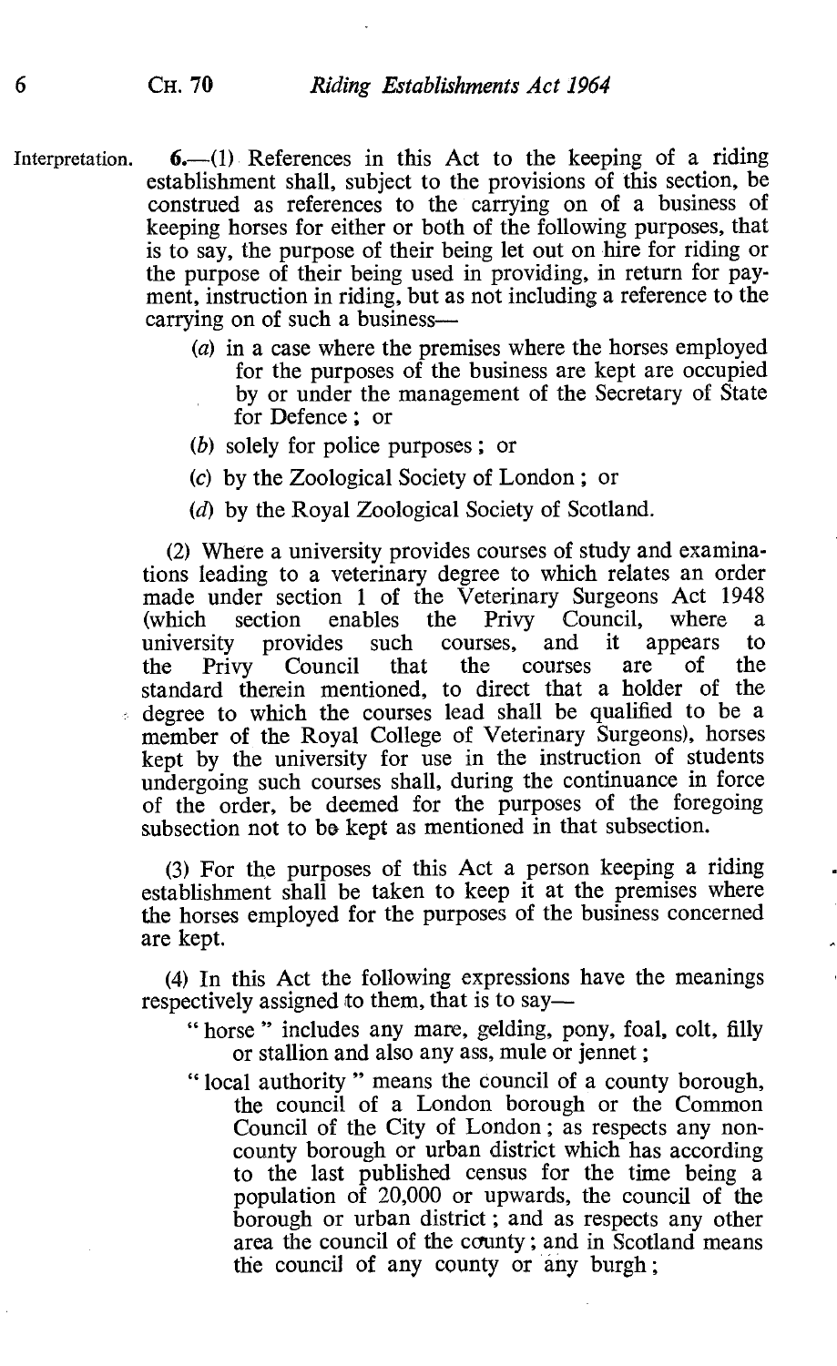Interpretation.

**6.**—(1) References in this Act to the keeping of a riding establishment shall, subject to the provisions of this section, be construed as references to the carrying on of a business of keeping horses for either or both of the following purposes, that is to say, the purpose of their being let out on hire for riding or the purpose of their being used in providing, in return for payment, instruction in riding, but as not including a reference to the carrying on of such a business—

(*a*) in a case where the premises where the horses employed for the purposes of the business are kept are occupied by or under the management of the Secretary of State for Defence; or

(*b*) solely for police purposes; or

(*c*) by the Zoological Society of London; or

(*d*) by the Royal Zoological Society of Scotland.

(2) Where a university provides courses of study and examinations leading to a veterinary degree to which relates an order made under section 1 of the Veterinary Surgeons Act 1948 (which section enables the Privy Council, where a university provides such courses, and it appears to the Privy Council that the courses are of the standard therein mentioned, to direct that a holder of the degree to which the courses lead shall be qualified to be a member of the Royal College of Veterinary Surgeons), horses kept by the university for use in the instruction of students undergoing such courses shall, during the continuance in force of the order, be deemed for the purposes of the foregoing subsection not to be kept as mentioned in that subsection.

(3) For the purposes of this Act a person keeping a riding establishment shall be taken to keep it at the premises where the horses employed for the purposes of the business concerned are kept.

(4) In this Act the following expressions have the meanings respectively assigned to them, that is to say—

"horse" includes any mare, gelding, pony, foal, colt, filly or stallion and also any ass, mule or jennet;

"local authority" means the council of a county borough, the council of a London borough or the Common Council of the City of London; as respects any non-county borough or urban district which has according to the last published census for the time being a population of 20,000 or upwards, the council of the borough or urban district; and as respects any other area the council of the county; and in Scotland means the council of any county or any burgh;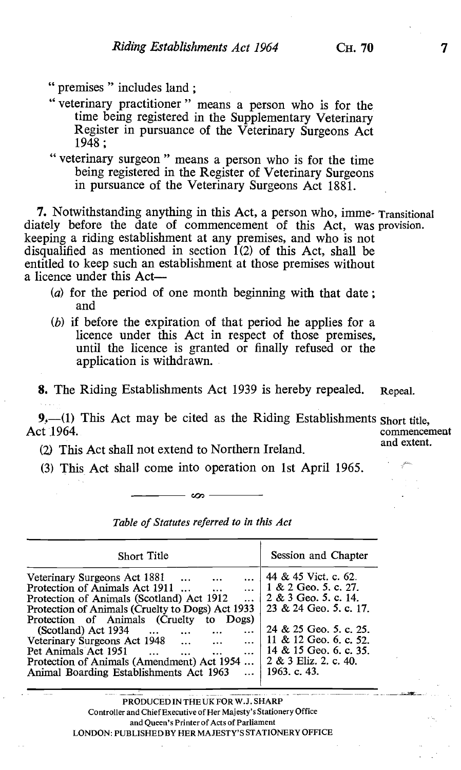"premises" includes land;

"veterinary practitioner" means a person who is for the time being registered in the Supplementary Veterinary Register in pursuance of the Veterinary Surgeons Act 1948;

"veterinary surgeon" means a person who is for the time being registered in the Register of Veterinary Surgeons in pursuance of the Veterinary Surgeons Act 1881.

**7.** Notwithstanding anything in this Act, a person who, immediately before the date of commencement of this Act, was keeping a riding establishment at any premises, and who is not disqualified as mentioned in section 1(2) of this Act, shall be entitled to keep such an establishment at those premises without a licence under this Act— *Transitional provision.*

(*a*) for the period of one month beginning with that date; and

(*b*) if before the expiration of that period he applies for a licence under this Act in respect of those premises, until the licence is granted or finally refused or the application is withdrawn.

**8.** The Riding Establishments Act 1939 is hereby repealed. *Repeal.*

**9.**—(1) This Act may be cited as the Riding Establishments Act 1964. *Short title, commencement and extent.*

(2) This Act shall not extend to Northern Ireland.

(3) This Act shall come into operation on 1st April 1965.

*Table of Statutes referred to in this Act*

| Short Title | Session and Chapter |
|---|---|
| Veterinary Surgeons Act 1881 ... ... ... | 44 & 45 Vict. c. 62. |
| Protection of Animals Act 1911 ... ... ... | 1 & 2 Geo. 5. c. 27. |
| Protection of Animals (Scotland) Act 1912 ... | 2 & 3 Geo. 5. c. 14. |
| Protection of Animals (Cruelty to Dogs) Act 1933 | 23 & 24 Geo. 5. c. 17. |
| Protection of Animals (Cruelty to Dogs) (Scotland) Act 1934 ... ... ... ... | 24 & 25 Geo. 5. c. 25. |
| Veterinary Surgeons Act 1948 ... ... ... | 11 & 12 Geo. 6. c. 52. |
| Pet Animals Act 1951 ... ... ... ... | 14 & 15 Geo. 6. c. 35. |
| Protection of Animals (Amendment) Act 1954 ... | 2 & 3 Eliz. 2. c. 40. |
| Animal Boarding Establishments Act 1963 ... | 1963. c. 43. |

PRODUCED IN THE UK FOR W.J. SHARP
Controller and Chief Executive of Her Majesty's Stationery Office
and Queen's Printer of Acts of Parliament
LONDON: PUBLISHED BY HER MAJESTY'S STATIONERY OFFICE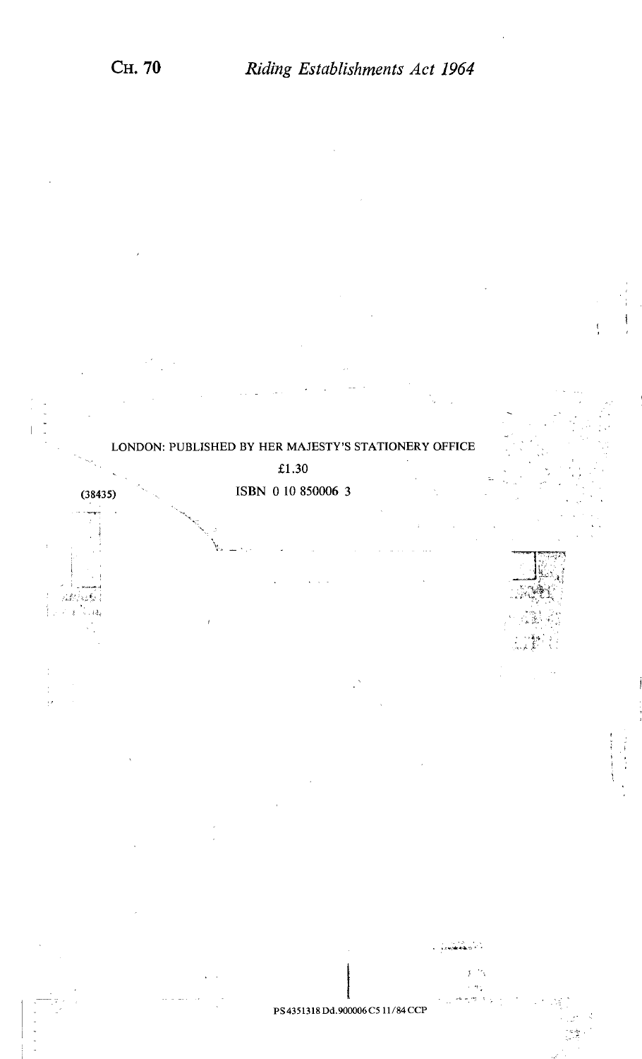LONDON: PUBLISHED BY HER MAJESTY'S STATIONERY OFFICE

£1.30

ISBN 0 10 850006 3

(38435)

PS4351318 Dd.900006 C5 11/84 CCP